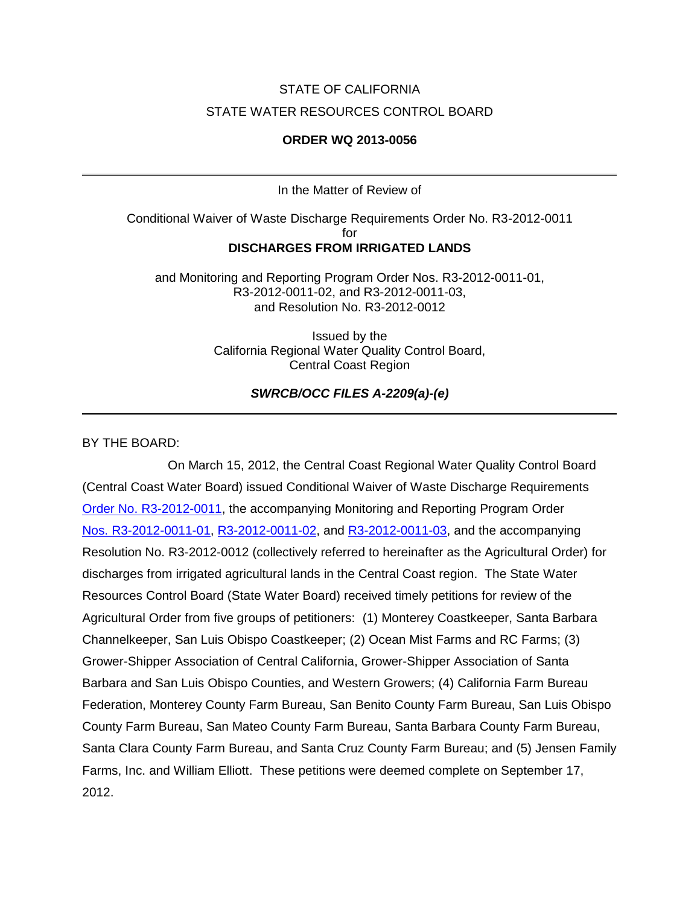STATE OF CALIFORNIA

STATE WATER RESOURCES CONTROL BOARD

**ORDER WQ 2013-0056**

---

In the Matter of Review of

Conditional Waiver of Waste Discharge Requirements Order No. R3-2012-0011
for
**DISCHARGES FROM IRRIGATED LANDS**

and Monitoring and Reporting Program Order Nos. R3-2012-0011-01,
R3-2012-0011-02, and R3-2012-0011-03,
and Resolution No. R3-2012-0012

Issued by the
California Regional Water Quality Control Board,
Central Coast Region

***SWRCB/OCC FILES A-2209(a)-(e)***

---

BY THE BOARD:

On March 15, 2012, the Central Coast Regional Water Quality Control Board (Central Coast Water Board) issued Conditional Waiver of Waste Discharge Requirements Order No. R3-2012-0011, the accompanying Monitoring and Reporting Program Order Nos. R3-2012-0011-01, R3-2012-0011-02, and R3-2012-0011-03, and the accompanying Resolution No. R3-2012-0012 (collectively referred to hereinafter as the Agricultural Order) for discharges from irrigated agricultural lands in the Central Coast region. The State Water Resources Control Board (State Water Board) received timely petitions for review of the Agricultural Order from five groups of petitioners: (1) Monterey Coastkeeper, Santa Barbara Channelkeeper, San Luis Obispo Coastkeeper; (2) Ocean Mist Farms and RC Farms; (3) Grower-Shipper Association of Central California, Grower-Shipper Association of Santa Barbara and San Luis Obispo Counties, and Western Growers; (4) California Farm Bureau Federation, Monterey County Farm Bureau, San Benito County Farm Bureau, San Luis Obispo County Farm Bureau, San Mateo County Farm Bureau, Santa Barbara County Farm Bureau, Santa Clara County Farm Bureau, and Santa Cruz County Farm Bureau; and (5) Jensen Family Farms, Inc. and William Elliott. These petitions were deemed complete on September 17, 2012.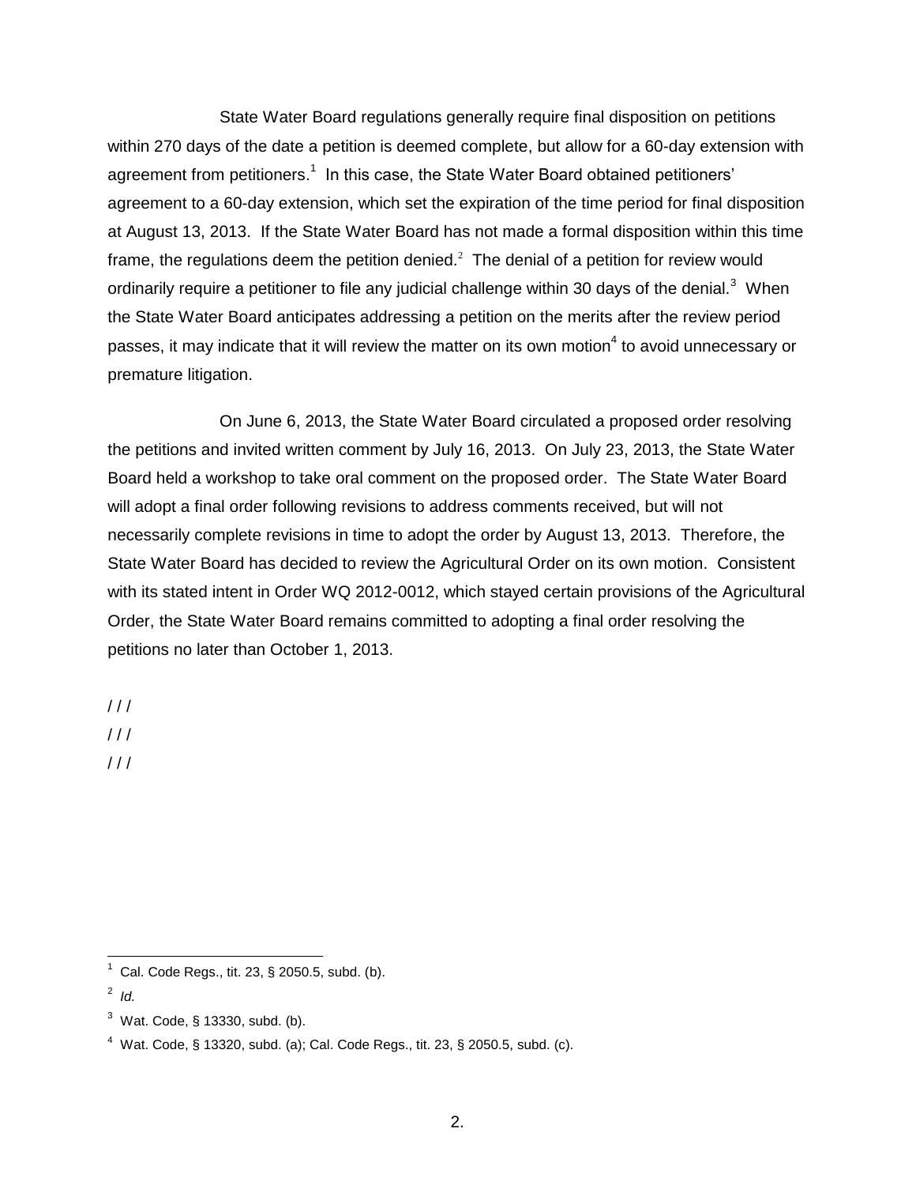State Water Board regulations generally require final disposition on petitions within 270 days of the date a petition is deemed complete, but allow for a 60-day extension with agreement from petitioners.[1] In this case, the State Water Board obtained petitioners' agreement to a 60-day extension, which set the expiration of the time period for final disposition at August 13, 2013. If the State Water Board has not made a formal disposition within this time frame, the regulations deem the petition denied.[2] The denial of a petition for review would ordinarily require a petitioner to file any judicial challenge within 30 days of the denial.[3] When the State Water Board anticipates addressing a petition on the merits after the review period passes, it may indicate that it will review the matter on its own motion[4] to avoid unnecessary or premature litigation.

On June 6, 2013, the State Water Board circulated a proposed order resolving the petitions and invited written comment by July 16, 2013. On July 23, 2013, the State Water Board held a workshop to take oral comment on the proposed order. The State Water Board will adopt a final order following revisions to address comments received, but will not necessarily complete revisions in time to adopt the order by August 13, 2013. Therefore, the State Water Board has decided to review the Agricultural Order on its own motion. Consistent with its stated intent in Order WQ 2012-0012, which stayed certain provisions of the Agricultural Order, the State Water Board remains committed to adopting a final order resolving the petitions no later than October 1, 2013.

/ / /
/ / /
/ / /

---

[1] Cal. Code Regs., tit. 23, § 2050.5, subd. (b).

[2] *Id.*

[3] Wat. Code, § 13330, subd. (b).

[4] Wat. Code, § 13320, subd. (a); Cal. Code Regs., tit. 23, § 2050.5, subd. (c).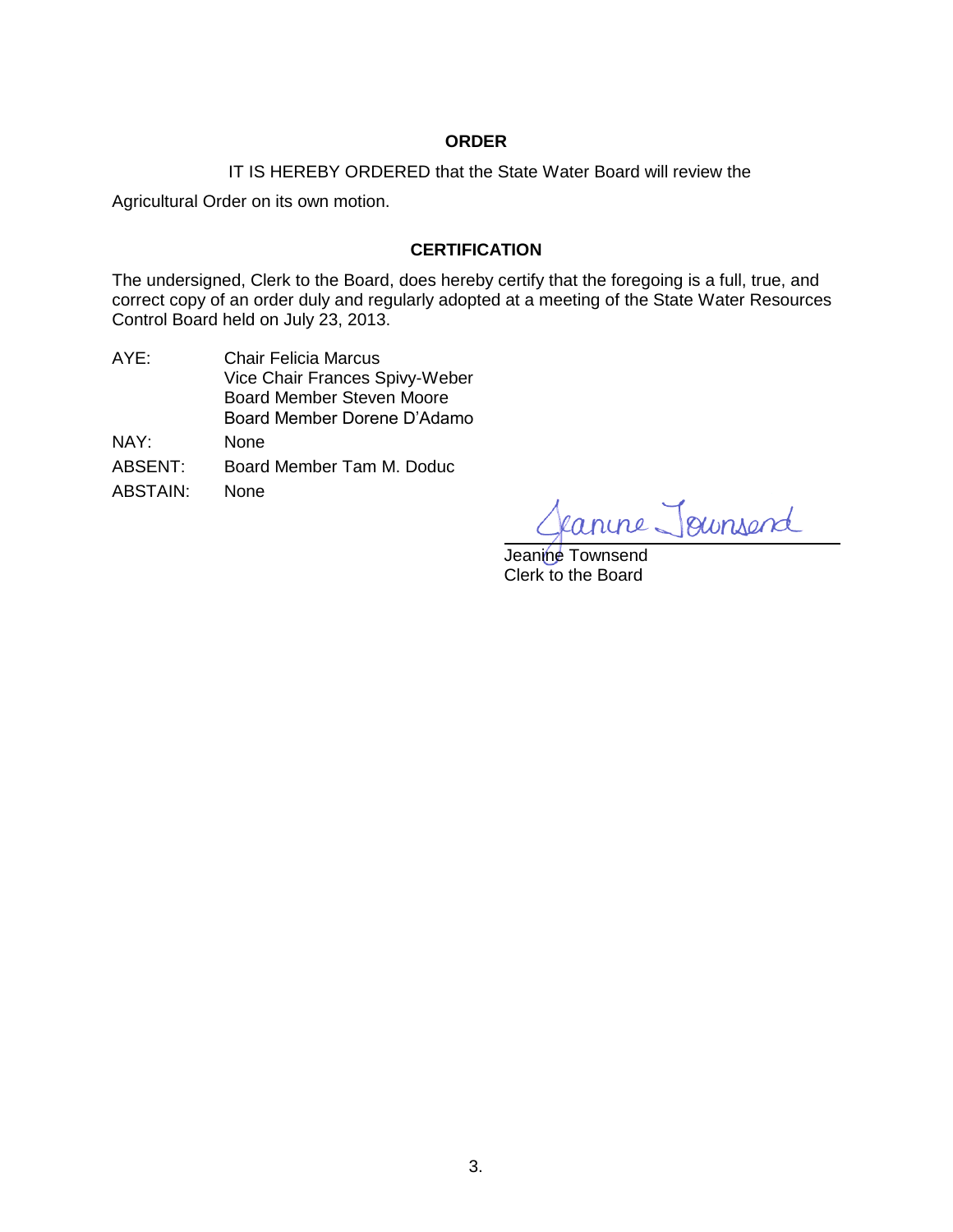## ORDER

IT IS HEREBY ORDERED that the State Water Board will review the Agricultural Order on its own motion.

## CERTIFICATION

The undersigned, Clerk to the Board, does hereby certify that the foregoing is a full, true, and correct copy of an order duly and regularly adopted at a meeting of the State Water Resources Control Board held on July 23, 2013.

| | |
|---|---|
| AYE: | Chair Felicia Marcus<br>Vice Chair Frances Spivy-Weber<br>Board Member Steven Moore<br>Board Member Dorene D'Adamo |
| NAY: | None |
| ABSENT: | Board Member Tam M. Doduc |
| ABSTAIN: | None |

Jeanine Townsend
Clerk to the Board